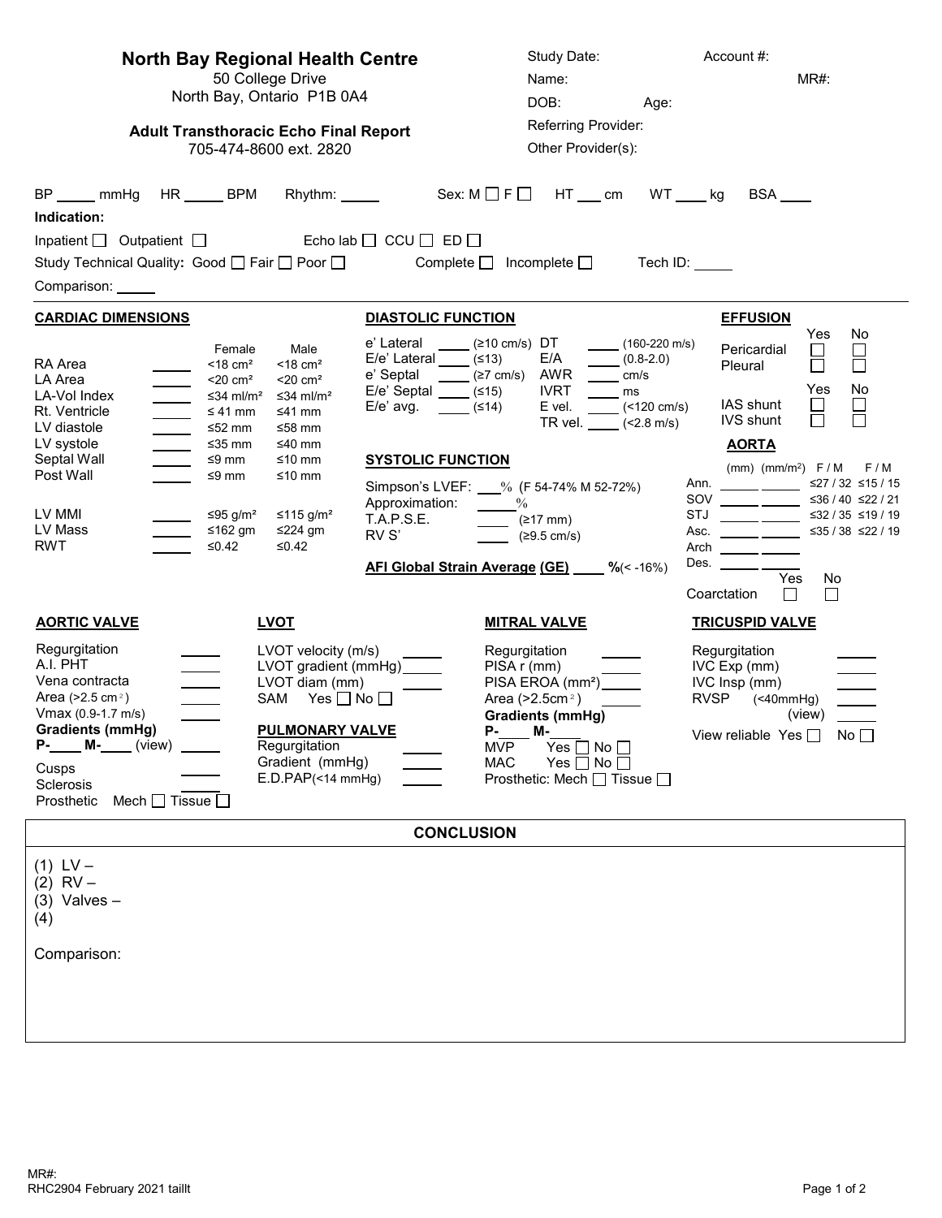# North Bay Regional Health Centre

50 College Drive
North Bay, Ontario P1B 0A4

**Adult Transthoracic Echo Final Report**
705-474-8600 ext. 2820

Study Date: Account #:
Name: MR#:
DOB: Age:
Referring Provider:
Other Provider(s):

BP _____ mmHg HR _____ BPM Rhythm: _____ Sex: M ☐ F ☐ HT ___ cm WT ____ kg BSA ____

**Indication:**

Inpatient ☐ Outpatient ☐ Echo lab ☐ CCU ☐ ED ☐

Study Technical Quality**:** Good ☐ Fair ☐ Poor ☐ Complete ☐ Incomplete ☐ Tech ID: _____

Comparison: _____

## CARDIAC DIMENSIONS

| | | Female | Male |
|---|---|---|---|
| RA Area | _____ | <18 cm² | <18 cm² |
| LA Area | _____ | <20 cm² | <20 cm² |
| LA-Vol Index | _____ | ≤34 ml/m² | ≤34 ml/m² |
| Rt. Ventricle | _____ | ≤ 41 mm | ≤41 mm |
| LV diastole | _____ | ≤52 mm | ≤58 mm |
| LV systole | _____ | ≤35 mm | ≤40 mm |
| Septal Wall | _____ | ≤9 mm | ≤10 mm |
| Post Wall | _____ | ≤9 mm | ≤10 mm |
| LV MMI | _____ | ≤95 g/m² | ≤115 g/m² |
| LV Mass | _____ | ≤162 gm | ≤224 gm |
| RWT | _____ | ≤0.42 | ≤0.42 |

## DIASTOLIC FUNCTION

| | | | | | |
|---|---|---|---|---|---|
| e' Lateral | ____ | (≥10 cm/s) | DT | ____ | (160-220 m/s) |
| E/e' Lateral | ____ | (≤13) | E/A | ____ | (0.8-2.0) |
| e' Septal | ____ | (≥7 cm/s) | AWR | ____ | cm/s |
| E/e' Septal | ____ | (≤15) | IVRT | ____ | ms |
| E/e' avg. | ____ | (≤14) | E vel. | ____ | (<120 cm/s) |
| | | | TR vel. | ____ | (<2.8 m/s) |

## SYSTOLIC FUNCTION

Simpson's LVEF: ___% (F 54-74% M 52-72%)
Approximation: _____%
T.A.P.S.E. _____ (≥17 mm)
RV S' _____ (≥9.5 cm/s)

**AFI Global Strain Average (GE)** ____ **%**(< -16%)

## EFFUSION

| | Yes | No |
|---|---|---|
| Pericardial | ☐ | ☐ |
| Pleural | ☐ | ☐ |

| | Yes | No |
|---|---|---|
| IAS shunt | ☐ | ☐ |
| IVS shunt | ☐ | ☐ |

## AORTA

| | (mm) | (mm/m²) | F / M | F / M |
|---|---|---|---|---|
| Ann. | _____ | _____ | ≤27 / 32 | ≤15 / 15 |
| SOV | _____ | _____ | ≤36 / 40 | ≤22 / 21 |
| STJ | _____ | _____ | ≤32 / 35 | ≤19 / 19 |
| Asc. | _____ | _____ | ≤35 / 38 | ≤22 / 19 |
| Arch | _____ | _____ | | |
| Des. | _____ | _____ | | |

Coarctation Yes ☐ No ☐

## AORTIC VALVE

Regurgitation _____
A.I. PHT _____
Vena contracta _____
Area (>2.5 cm²) _____
Vmax (0.9-1.7 m/s) _____
**Gradients (mmHg)**
**P-**____ **M-**____ (view) _____
Cusps _____
Sclerosis _____
Prosthetic Mech ☐ Tissue ☐

## LVOT

LVOT velocity (m/s) _____
LVOT gradient (mmHg) _____
LVOT diam (mm) _____
SAM Yes ☐ No ☐

## PULMONARY VALVE

Regurgitation _____
Gradient (mmHg) _____
E.D.PAP(<14 mmHg) _____

## MITRAL VALVE

Regurgitation _____
PISA r (mm) _____
PISA EROA (mm²) _____
Area (>2.5cm²) _____
**Gradients (mmHg)**
**P-**____ **M-**____
MVP Yes ☐ No ☐
MAC Yes ☐ No ☐
Prosthetic: Mech ☐ Tissue ☐

## TRICUSPID VALVE

Regurgitation _____
IVC Exp (mm) _____
IVC Insp (mm) _____
RVSP (<40mmHg) _____
(view) _____
View reliable Yes ☐ No ☐

## CONCLUSION

(1) LV –
(2) RV –
(3) Valves –
(4)

Comparison:

MR#:
RHC2904 February 2021 taillt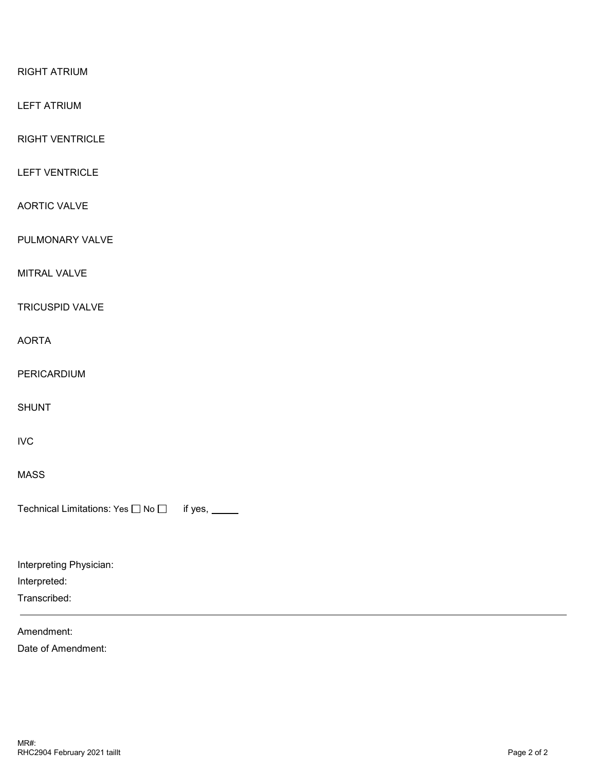RIGHT ATRIUM

LEFT ATRIUM

RIGHT VENTRICLE

LEFT VENTRICLE

AORTIC VALVE

PULMONARY VALVE

MITRAL VALVE

TRICUSPID VALVE

AORTA

PERICARDIUM

SHUNT

IVC

MASS

Technical Limitations: Yes ☐ No ☐ if yes, _____

Interpreting Physician:

Interpreted:

Transcribed:

---

Amendment:

Date of Amendment:

MR#:

RHC2904 February 2021 taillt